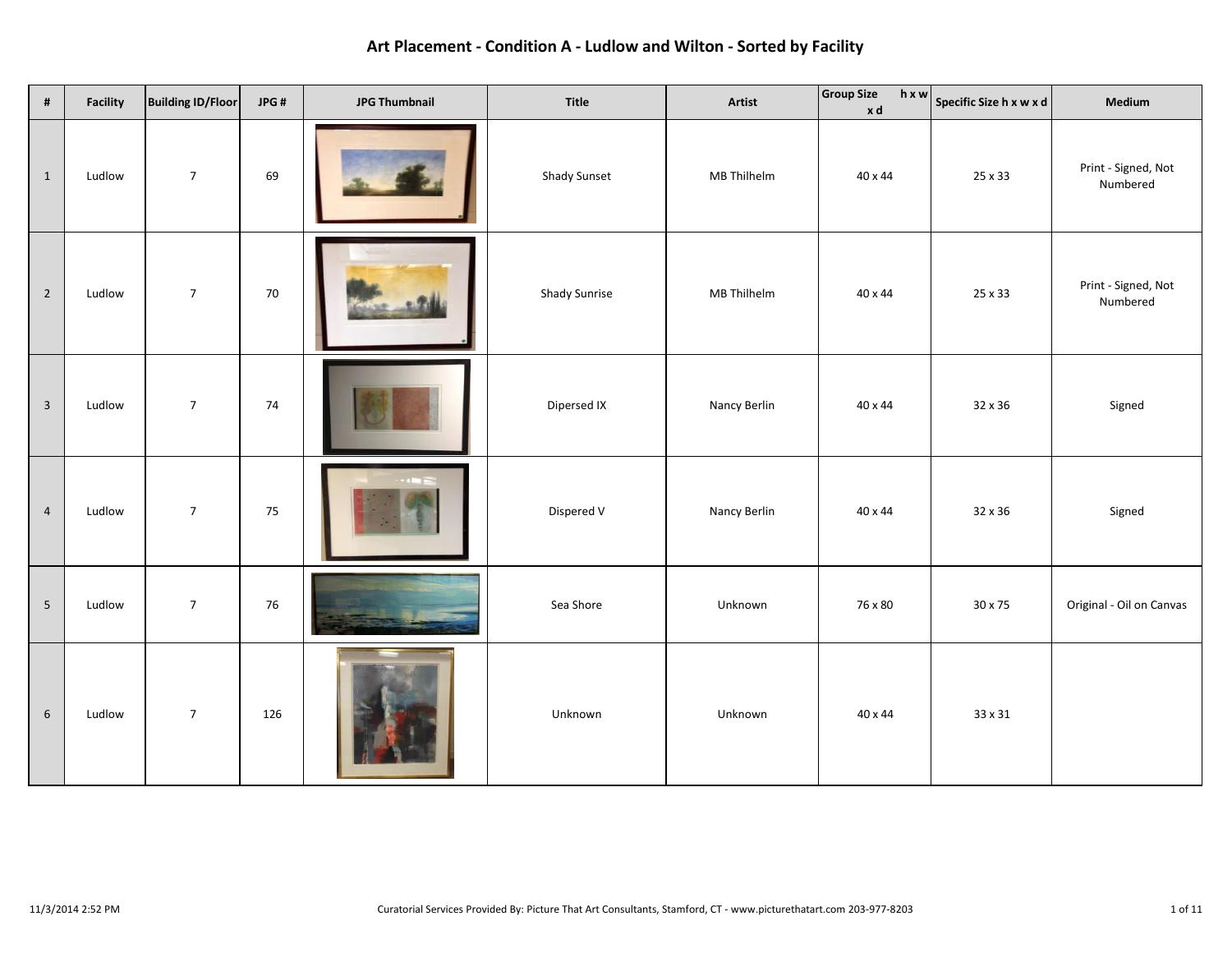# Art Placement - Condition A - Ludlow and Wilton - Sorted by Facility

| # | Facility | Building ID/Floor | JPG # | JPG Thumbnail | Title | Artist | Group Size h x w x d | Specific Size h x w x d | Medium |
|---|---|---|---|---|---|---|---|---|---|
| 1 | Ludlow | 7 | 69 | | Shady Sunset | MB Thilhelm | 40 x 44 | 25 x 33 | Print - Signed, Not Numbered |
| 2 | Ludlow | 7 | 70 | | Shady Sunrise | MB Thilhelm | 40 x 44 | 25 x 33 | Print - Signed, Not Numbered |
| 3 | Ludlow | 7 | 74 | | Dipersed IX | Nancy Berlin | 40 x 44 | 32 x 36 | Signed |
| 4 | Ludlow | 7 | 75 | | Dispered V | Nancy Berlin | 40 x 44 | 32 x 36 | Signed |
| 5 | Ludlow | 7 | 76 | | Sea Shore | Unknown | 76 x 80 | 30 x 75 | Original - Oil on Canvas |
| 6 | Ludlow | 7 | 126 | | Unknown | Unknown | 40 x 44 | 33 x 31 | |

11/3/2014 2:52 PM

Curatorial Services Provided By: Picture That Art Consultants, Stamford, CT - www.picturethatart.com 203-977-8203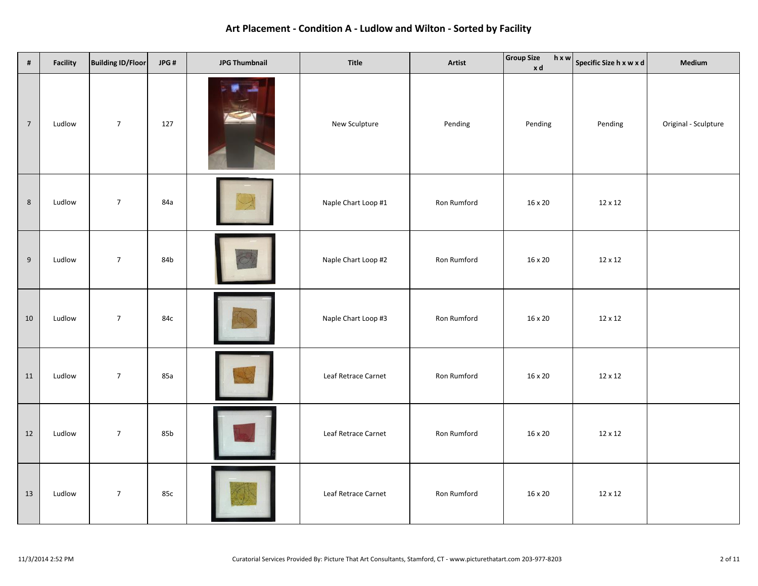# Art Placement - Condition A - Ludlow and Wilton - Sorted by Facility

| # | Facility | Building ID/Floor | JPG # | JPG Thumbnail | Title | Artist | Group Size h x w x d | Specific Size h x w x d | Medium |
|---|---|---|---|---|---|---|---|---|---|
| 7 | Ludlow | 7 | 127 | | New Sculpture | Pending | Pending | Pending | Original - Sculpture |
| 8 | Ludlow | 7 | 84a | | Naple Chart Loop #1 | Ron Rumford | 16 x 20 | 12 x 12 | |
| 9 | Ludlow | 7 | 84b | | Naple Chart Loop #2 | Ron Rumford | 16 x 20 | 12 x 12 | |
| 10 | Ludlow | 7 | 84c | | Naple Chart Loop #3 | Ron Rumford | 16 x 20 | 12 x 12 | |
| 11 | Ludlow | 7 | 85a | | Leaf Retrace Carnet | Ron Rumford | 16 x 20 | 12 x 12 | |
| 12 | Ludlow | 7 | 85b | | Leaf Retrace Carnet | Ron Rumford | 16 x 20 | 12 x 12 | |
| 13 | Ludlow | 7 | 85c | | Leaf Retrace Carnet | Ron Rumford | 16 x 20 | 12 x 12 | |

11/3/2014 2:52 PM — Curatorial Services Provided By: Picture That Art Consultants, Stamford, CT - www.picturethatart.com 203-977-8203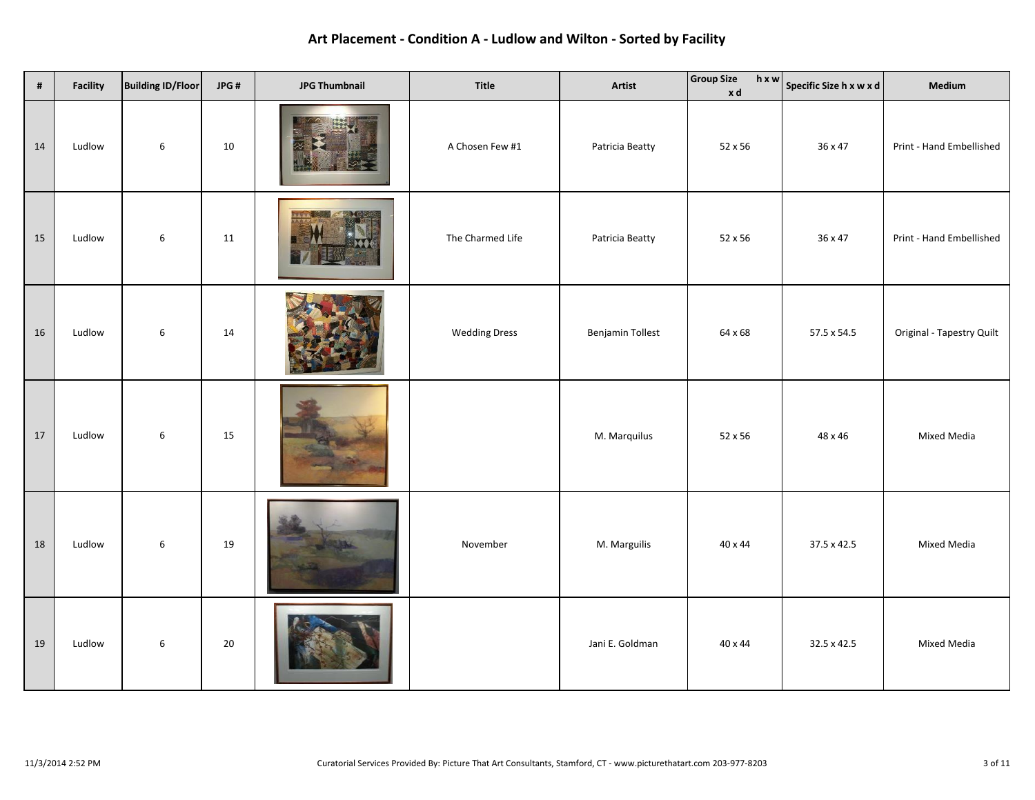# Art Placement - Condition A - Ludlow and Wilton - Sorted by Facility

| # | Facility | Building ID/Floor | JPG # | JPG Thumbnail | Title | Artist | Group Size h x w x d | Specific Size h x w x d | Medium |
|---|---|---|---|---|---|---|---|---|---|
| 14 | Ludlow | 6 | 10 | | A Chosen Few #1 | Patricia Beatty | 52 x 56 | 36 x 47 | Print - Hand Embellished |
| 15 | Ludlow | 6 | 11 | | The Charmed Life | Patricia Beatty | 52 x 56 | 36 x 47 | Print - Hand Embellished |
| 16 | Ludlow | 6 | 14 | | Wedding Dress | Benjamin Tollest | 64 x 68 | 57.5 x 54.5 | Original - Tapestry Quilt |
| 17 | Ludlow | 6 | 15 | | | M. Marquilus | 52 x 56 | 48 x 46 | Mixed Media |
| 18 | Ludlow | 6 | 19 | | November | M. Marguilis | 40 x 44 | 37.5 x 42.5 | Mixed Media |
| 19 | Ludlow | 6 | 20 | | | Jani E. Goldman | 40 x 44 | 32.5 x 42.5 | Mixed Media |

11/3/2014 2:52 PM

Curatorial Services Provided By: Picture That Art Consultants, Stamford, CT - www.picturethatart.com 203-977-8203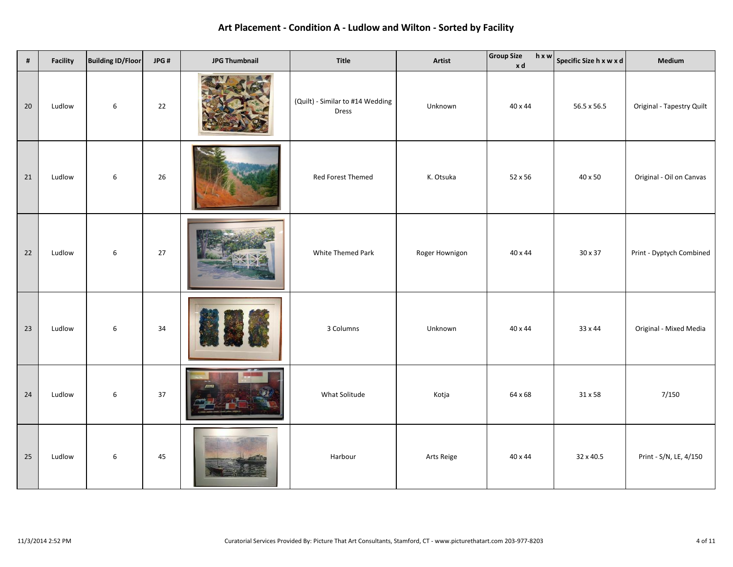# Art Placement - Condition A - Ludlow and Wilton - Sorted by Facility

| # | Facility | Building ID/Floor | JPG # | JPG Thumbnail | Title | Artist | Group Size h x w x d | Specific Size h x w x d | Medium |
|---|---|---|---|---|---|---|---|---|---|
| 20 | Ludlow | 6 | 22 | | (Quilt) - Similar to #14 Wedding Dress | Unknown | 40 x 44 | 56.5 x 56.5 | Original - Tapestry Quilt |
| 21 | Ludlow | 6 | 26 | | Red Forest Themed | K. Otsuka | 52 x 56 | 40 x 50 | Original - Oil on Canvas |
| 22 | Ludlow | 6 | 27 | | White Themed Park | Roger Hownigon | 40 x 44 | 30 x 37 | Print - Dyptych Combined |
| 23 | Ludlow | 6 | 34 | | 3 Columns | Unknown | 40 x 44 | 33 x 44 | Original - Mixed Media |
| 24 | Ludlow | 6 | 37 | | What Solitude | Kotja | 64 x 68 | 31 x 58 | 7/150 |
| 25 | Ludlow | 6 | 45 | | Harbour | Arts Reige | 40 x 44 | 32 x 40.5 | Print - S/N, LE, 4/150 |

11/3/2014 2:52 PM

Curatorial Services Provided By: Picture That Art Consultants, Stamford, CT - www.picturethatart.com 203-977-8203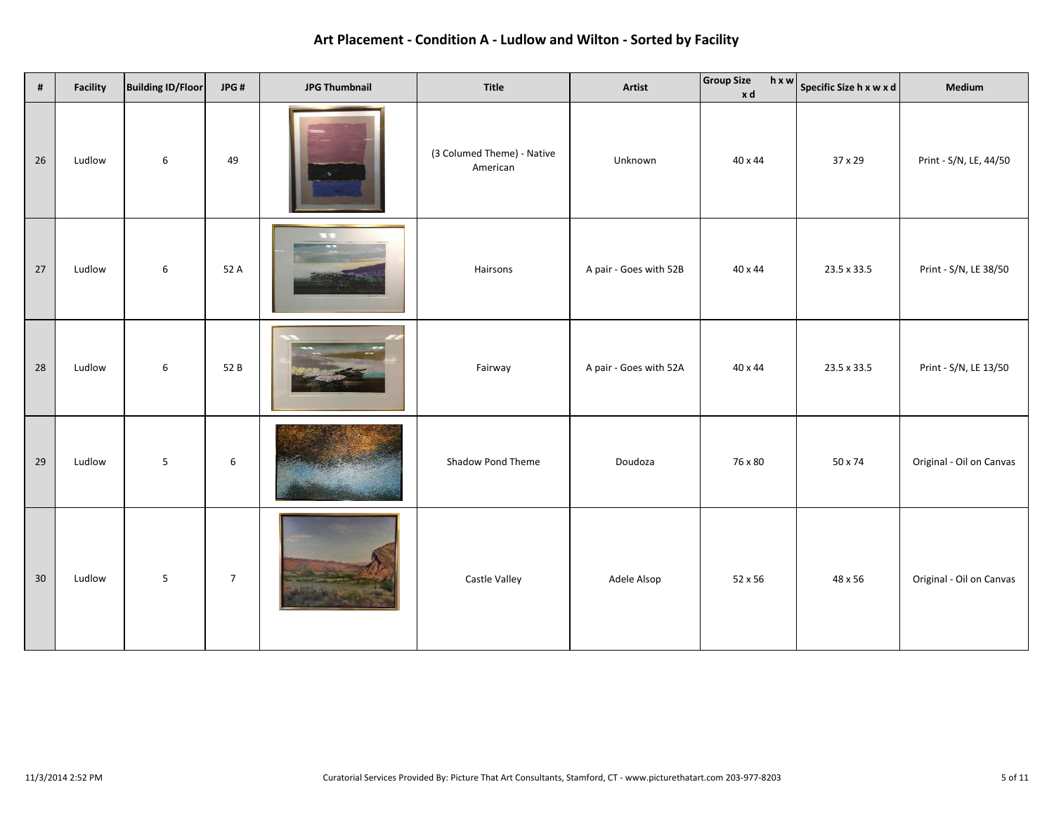# Art Placement - Condition A - Ludlow and Wilton - Sorted by Facility

| # | Facility | Building ID/Floor | JPG # | JPG Thumbnail | Title | Artist | Group Size h x w x d | Specific Size h x w x d | Medium |
|---|---|---|---|---|---|---|---|---|---|
| 26 | Ludlow | 6 | 49 | | (3 Columed Theme) - Native American | Unknown | 40 x 44 | 37 x 29 | Print - S/N, LE, 44/50 |
| 27 | Ludlow | 6 | 52 A | | Hairsons | A pair - Goes with 52B | 40 x 44 | 23.5 x 33.5 | Print - S/N, LE 38/50 |
| 28 | Ludlow | 6 | 52 B | | Fairway | A pair - Goes with 52A | 40 x 44 | 23.5 x 33.5 | Print - S/N, LE 13/50 |
| 29 | Ludlow | 5 | 6 | | Shadow Pond Theme | Doudoza | 76 x 80 | 50 x 74 | Original - Oil on Canvas |
| 30 | Ludlow | 5 | 7 | | Castle Valley | Adele Alsop | 52 x 56 | 48 x 56 | Original - Oil on Canvas |

11/3/2014 2:52 PM

Curatorial Services Provided By: Picture That Art Consultants, Stamford, CT - www.picturethatart.com 203-977-8203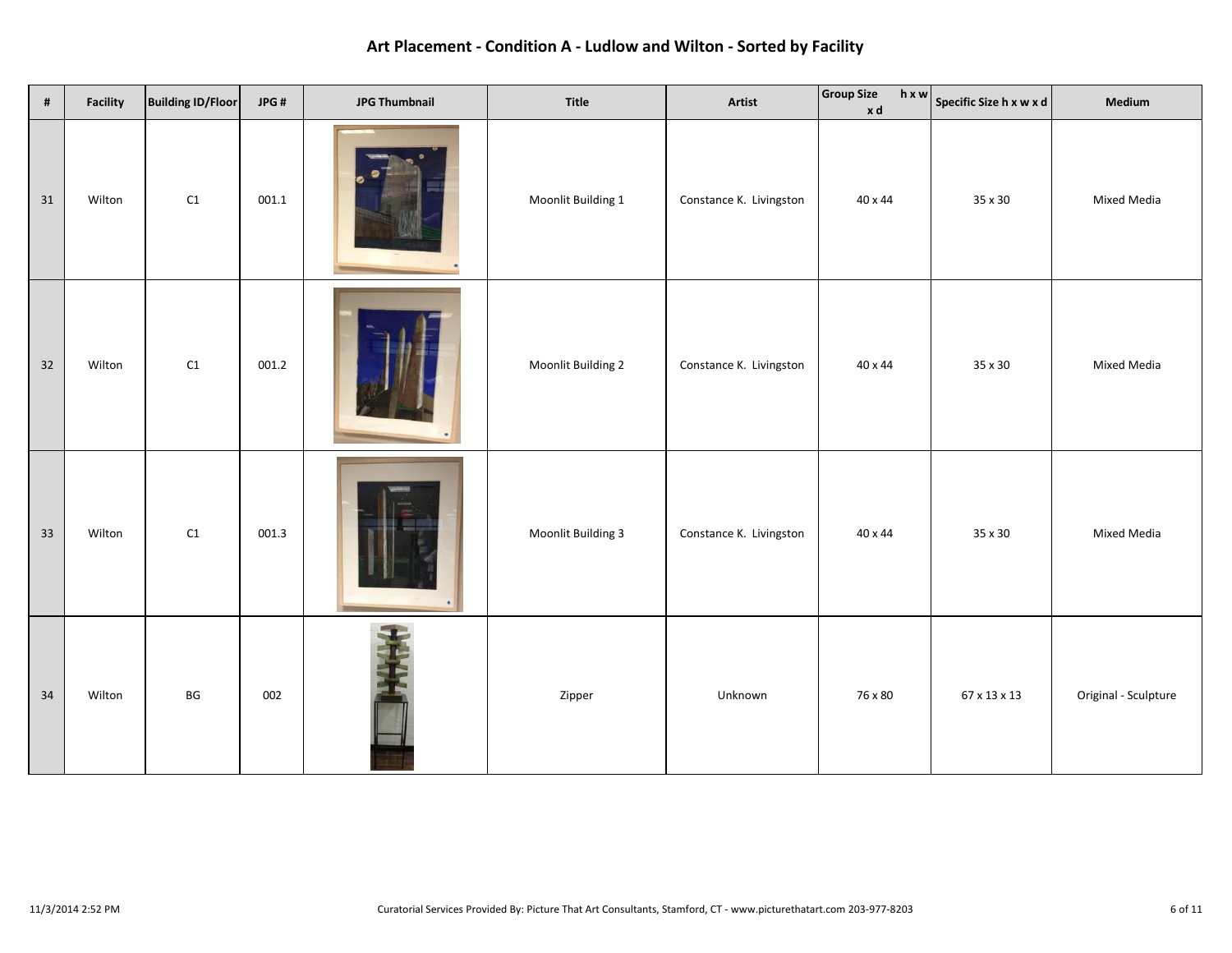# Art Placement - Condition A - Ludlow and Wilton - Sorted by Facility

| # | Facility | Building ID/Floor | JPG # | JPG Thumbnail | Title | Artist | Group Size h x w x d | Specific Size h x w x d | Medium |
|---|---|---|---|---|---|---|---|---|---|
| 31 | Wilton | C1 | 001.1 | | Moonlit Building 1 | Constance K. Livingston | 40 x 44 | 35 x 30 | Mixed Media |
| 32 | Wilton | C1 | 001.2 | | Moonlit Building 2 | Constance K. Livingston | 40 x 44 | 35 x 30 | Mixed Media |
| 33 | Wilton | C1 | 001.3 | | Moonlit Building 3 | Constance K. Livingston | 40 x 44 | 35 x 30 | Mixed Media |
| 34 | Wilton | BG | 002 | | Zipper | Unknown | 76 x 80 | 67 x 13 x 13 | Original - Sculpture |

11/3/2014 2:52 PM

Curatorial Services Provided By: Picture That Art Consultants, Stamford, CT - www.picturethatart.com 203-977-8203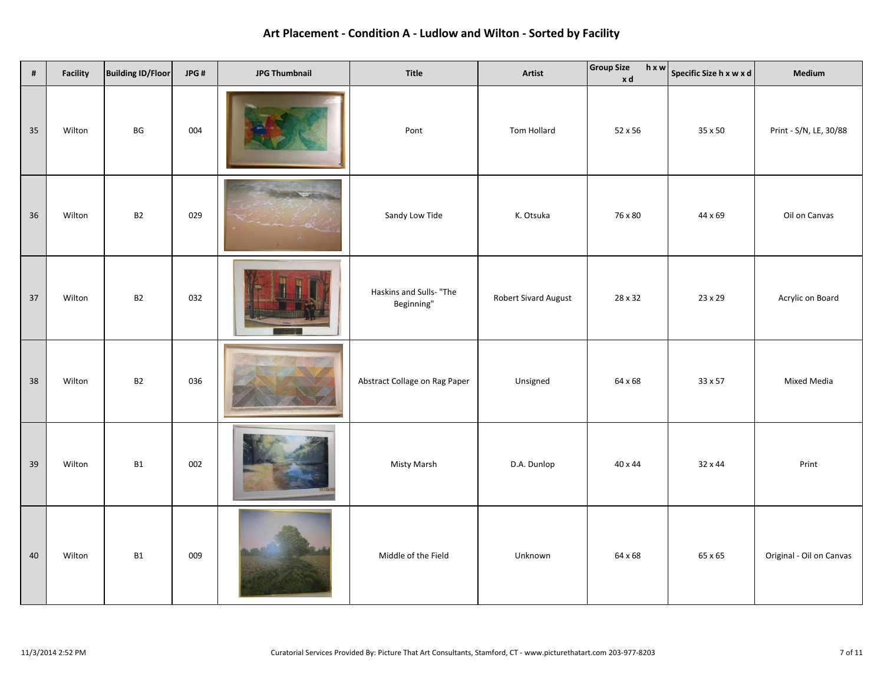# Art Placement - Condition A - Ludlow and Wilton - Sorted by Facility

| # | Facility | Building ID/Floor | JPG # | JPG Thumbnail | Title | Artist | Group Size h x w x d | Specific Size h x w x d | Medium |
|---|---|---|---|---|---|---|---|---|---|
| 35 | Wilton | BG | 004 | | Pont | Tom Hollard | 52 x 56 | 35 x 50 | Print - S/N, LE, 30/88 |
| 36 | Wilton | B2 | 029 | | Sandy Low Tide | K. Otsuka | 76 x 80 | 44 x 69 | Oil on Canvas |
| 37 | Wilton | B2 | 032 | | Haskins and Sulls- "The Beginning" | Robert Sivard August | 28 x 32 | 23 x 29 | Acrylic on Board |
| 38 | Wilton | B2 | 036 | | Abstract Collage on Rag Paper | Unsigned | 64 x 68 | 33 x 57 | Mixed Media |
| 39 | Wilton | B1 | 002 | | Misty Marsh | D.A. Dunlop | 40 x 44 | 32 x 44 | Print |
| 40 | Wilton | B1 | 009 | | Middle of the Field | Unknown | 64 x 68 | 65 x 65 | Original - Oil on Canvas |

11/3/2014 2:52 PM

Curatorial Services Provided By: Picture That Art Consultants, Stamford, CT - www.picturethatart.com 203-977-8203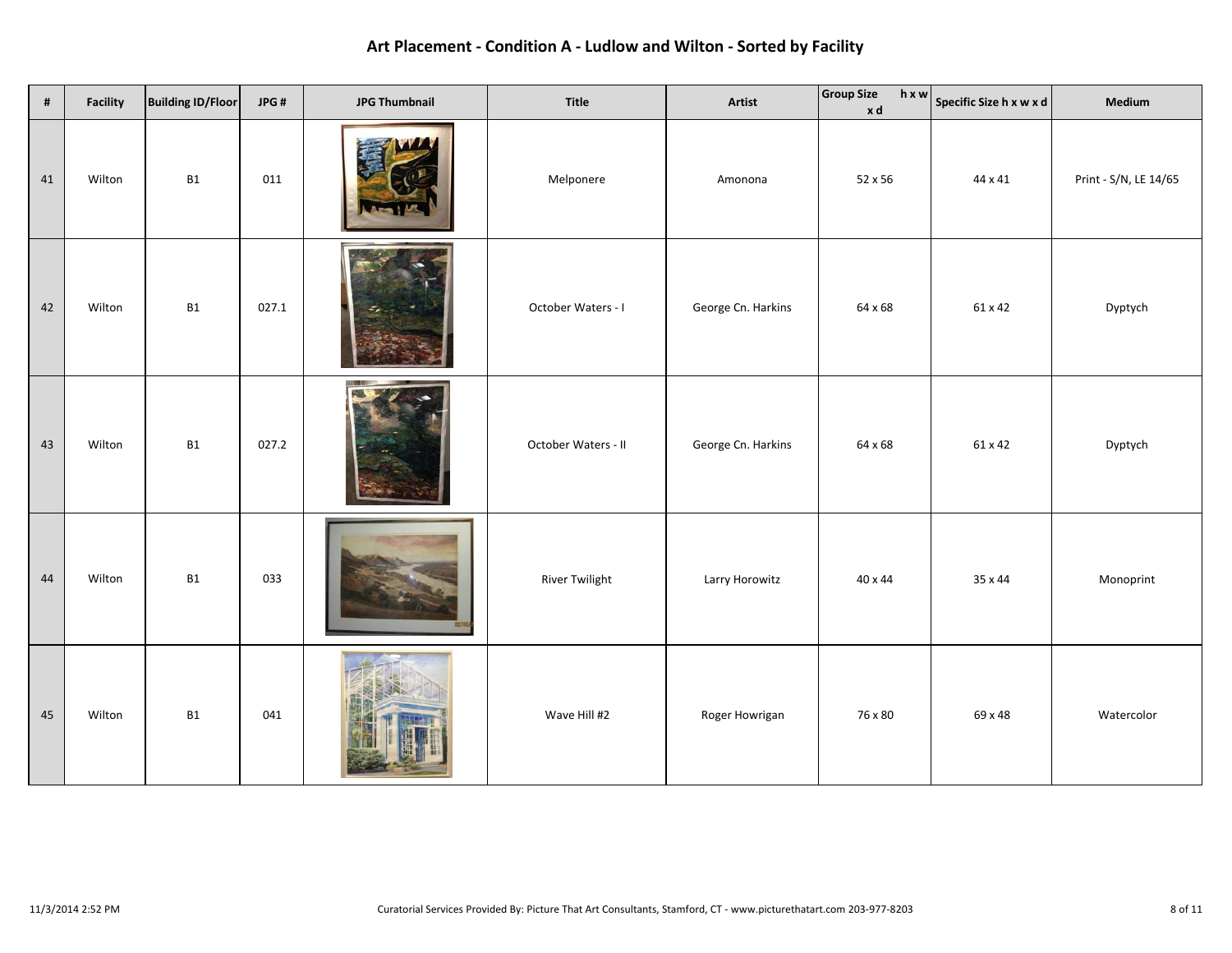# Art Placement - Condition A - Ludlow and Wilton - Sorted by Facility

| # | Facility | Building ID/Floor | JPG # | JPG Thumbnail | Title | Artist | Group Size h x w x d | Specific Size h x w x d | Medium |
|---|---|---|---|---|---|---|---|---|---|
| 41 | Wilton | B1 | 011 | | Melponere | Amonona | 52 x 56 | 44 x 41 | Print - S/N, LE 14/65 |
| 42 | Wilton | B1 | 027.1 | | October Waters - I | George Cn. Harkins | 64 x 68 | 61 x 42 | Dyptych |
| 43 | Wilton | B1 | 027.2 | | October Waters - II | George Cn. Harkins | 64 x 68 | 61 x 42 | Dyptych |
| 44 | Wilton | B1 | 033 | | River Twilight | Larry Horowitz | 40 x 44 | 35 x 44 | Monoprint |
| 45 | Wilton | B1 | 041 | | Wave Hill #2 | Roger Howrigan | 76 x 80 | 69 x 48 | Watercolor |

11/3/2014 2:52 PM

Curatorial Services Provided By: Picture That Art Consultants, Stamford, CT - www.picturethatart.com 203-977-8203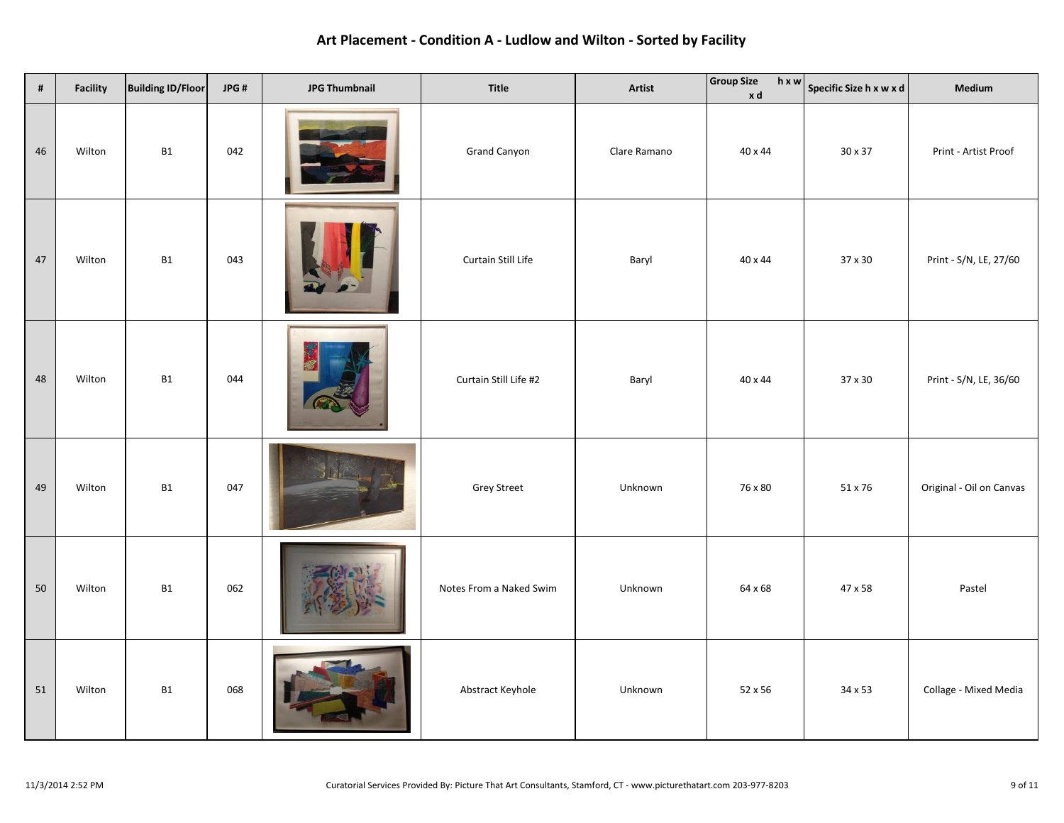# Art Placement - Condition A - Ludlow and Wilton - Sorted by Facility

| # | Facility | Building ID/Floor | JPG # | JPG Thumbnail | Title | Artist | Group Size h x w x d | Specific Size h x w x d | Medium |
|---|---|---|---|---|---|---|---|---|---|
| 46 | Wilton | B1 | 042 | | Grand Canyon | Clare Ramano | 40 x 44 | 30 x 37 | Print - Artist Proof |
| 47 | Wilton | B1 | 043 | | Curtain Still Life | Baryl | 40 x 44 | 37 x 30 | Print - S/N, LE, 27/60 |
| 48 | Wilton | B1 | 044 | | Curtain Still Life #2 | Baryl | 40 x 44 | 37 x 30 | Print - S/N, LE, 36/60 |
| 49 | Wilton | B1 | 047 | | Grey Street | Unknown | 76 x 80 | 51 x 76 | Original - Oil on Canvas |
| 50 | Wilton | B1 | 062 | | Notes From a Naked Swim | Unknown | 64 x 68 | 47 x 58 | Pastel |
| 51 | Wilton | B1 | 068 | | Abstract Keyhole | Unknown | 52 x 56 | 34 x 53 | Collage - Mixed Media |

11/3/2014 2:52 PM

Curatorial Services Provided By: Picture That Art Consultants, Stamford, CT - www.picturethatart.com 203-977-8203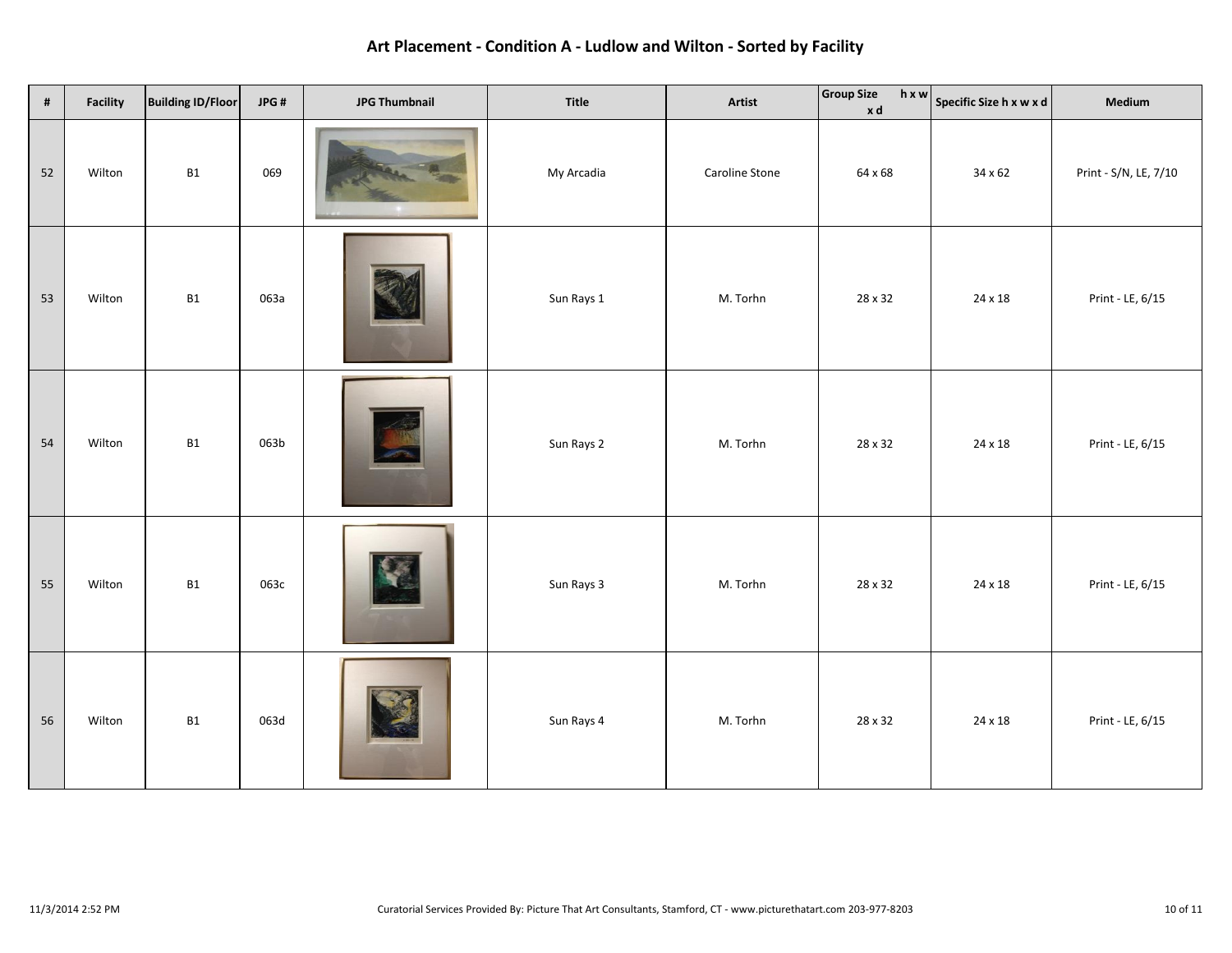# Art Placement - Condition A - Ludlow and Wilton - Sorted by Facility

| # | Facility | Building ID/Floor | JPG # | JPG Thumbnail | Title | Artist | Group Size h x w x d | Specific Size h x w x d | Medium |
|---|---|---|---|---|---|---|---|---|---|
| 52 | Wilton | B1 | 069 | | My Arcadia | Caroline Stone | 64 x 68 | 34 x 62 | Print - S/N, LE, 7/10 |
| 53 | Wilton | B1 | 063a | | Sun Rays 1 | M. Torhn | 28 x 32 | 24 x 18 | Print - LE, 6/15 |
| 54 | Wilton | B1 | 063b | | Sun Rays 2 | M. Torhn | 28 x 32 | 24 x 18 | Print - LE, 6/15 |
| 55 | Wilton | B1 | 063c | | Sun Rays 3 | M. Torhn | 28 x 32 | 24 x 18 | Print - LE, 6/15 |
| 56 | Wilton | B1 | 063d | | Sun Rays 4 | M. Torhn | 28 x 32 | 24 x 18 | Print - LE, 6/15 |

11/3/2014 2:52 PM

Curatorial Services Provided By: Picture That Art Consultants, Stamford, CT - www.picturethatart.com 203-977-8203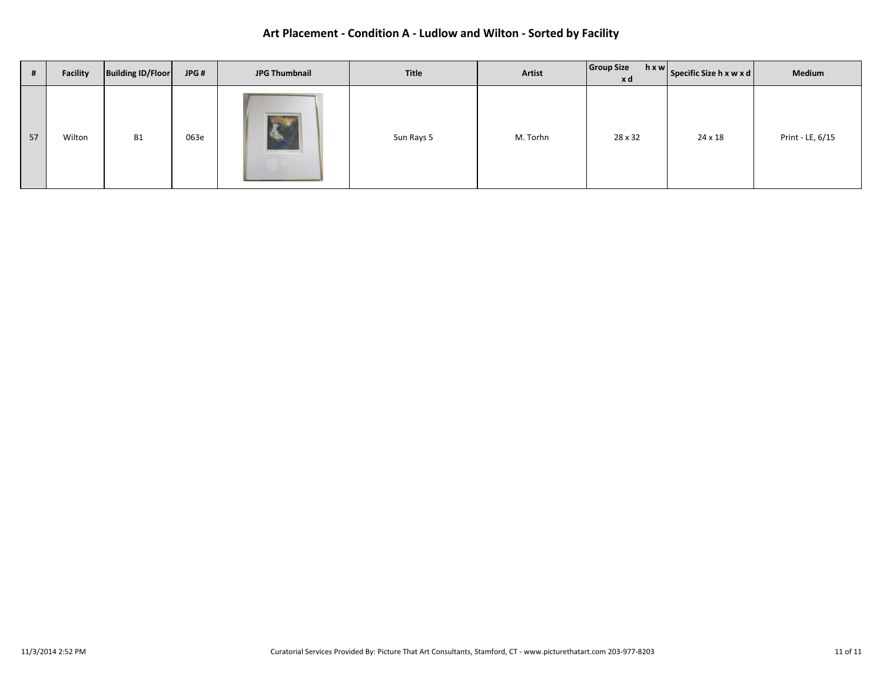# Art Placement - Condition A - Ludlow and Wilton - Sorted by Facility

| # | Facility | Building ID/Floor | JPG # | JPG Thumbnail | Title | Artist | Group Size h x w x d | Specific Size h x w x d | Medium |
|---|---|---|---|---|---|---|---|---|---|
| 57 | Wilton | B1 | 063e | | Sun Rays 5 | M. Torhn | 28 x 32 | 24 x 18 | Print - LE, 6/15 |

11/3/2014 2:52 PM

Curatorial Services Provided By: Picture That Art Consultants, Stamford, CT - www.picturethatart.com 203-977-8203